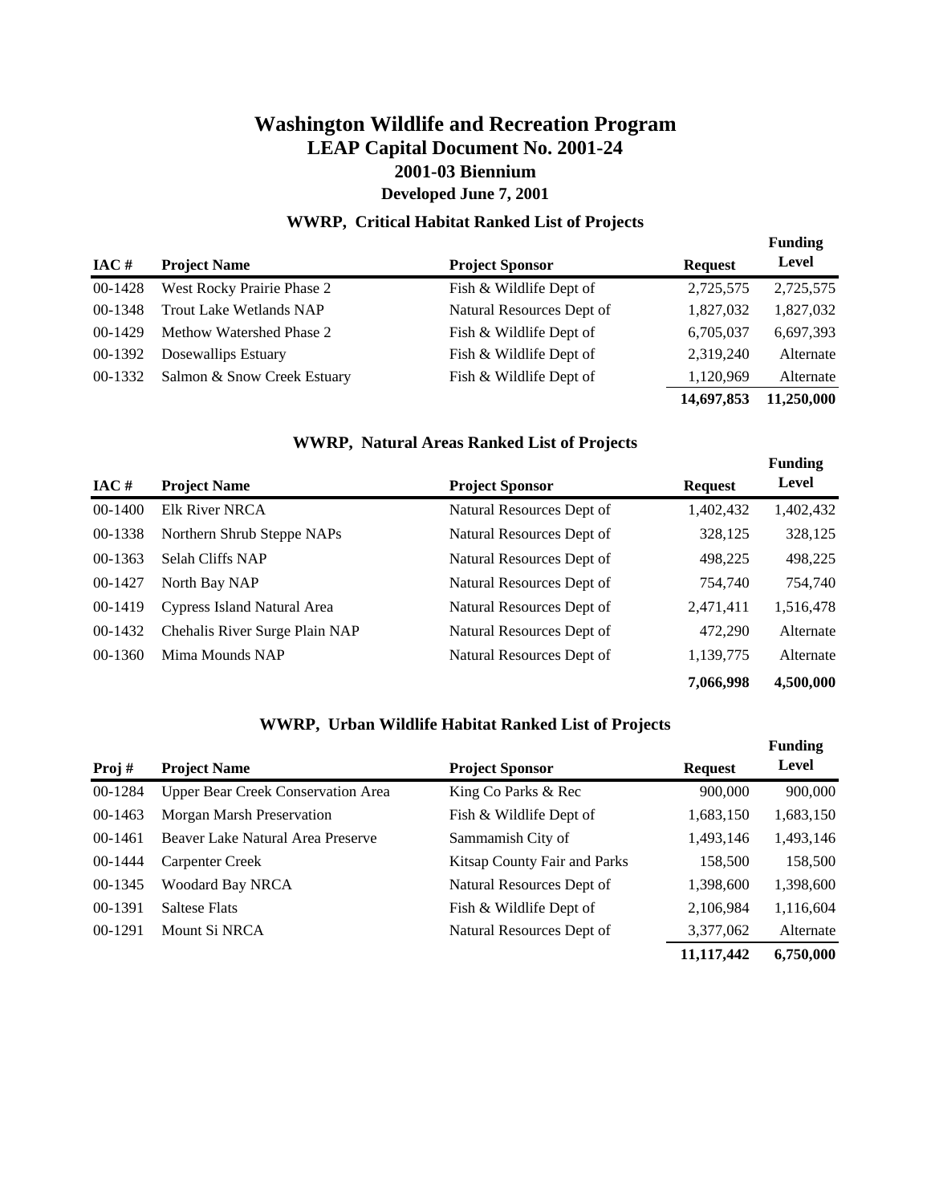# Washington Wildlife and Recreation Program
## LEAP Capital Document No. 2001-24
## 2001-03 Biennium
### Developed June 7, 2001

### WWRP, Critical Habitat Ranked List of Projects

| IAC # | Project Name | Project Sponsor | Request | Funding Level |
|---|---|---|---|---|
| 00-1428 | West Rocky Prairie Phase 2 | Fish & Wildlife Dept of | 2,725,575 | 2,725,575 |
| 00-1348 | Trout Lake Wetlands NAP | Natural Resources Dept of | 1,827,032 | 1,827,032 |
| 00-1429 | Methow Watershed Phase 2 | Fish & Wildlife Dept of | 6,705,037 | 6,697,393 |
| 00-1392 | Dosewallips Estuary | Fish & Wildlife Dept of | 2,319,240 | Alternate |
| 00-1332 | Salmon & Snow Creek Estuary | Fish & Wildlife Dept of | 1,120,969 | Alternate |
| | | | **14,697,853** | **11,250,000** |

### WWRP, Natural Areas Ranked List of Projects

| IAC # | Project Name | Project Sponsor | Request | Funding Level |
|---|---|---|---|---|
| 00-1400 | Elk River NRCA | Natural Resources Dept of | 1,402,432 | 1,402,432 |
| 00-1338 | Northern Shrub Steppe NAPs | Natural Resources Dept of | 328,125 | 328,125 |
| 00-1363 | Selah Cliffs NAP | Natural Resources Dept of | 498,225 | 498,225 |
| 00-1427 | North Bay NAP | Natural Resources Dept of | 754,740 | 754,740 |
| 00-1419 | Cypress Island Natural Area | Natural Resources Dept of | 2,471,411 | 1,516,478 |
| 00-1432 | Chehalis River Surge Plain NAP | Natural Resources Dept of | 472,290 | Alternate |
| 00-1360 | Mima Mounds NAP | Natural Resources Dept of | 1,139,775 | Alternate |
| | | | **7,066,998** | **4,500,000** |

### WWRP, Urban Wildlife Habitat Ranked List of Projects

| Proj # | Project Name | Project Sponsor | Request | Funding Level |
|---|---|---|---|---|
| 00-1284 | Upper Bear Creek Conservation Area | King Co Parks & Rec | 900,000 | 900,000 |
| 00-1463 | Morgan Marsh Preservation | Fish & Wildlife Dept of | 1,683,150 | 1,683,150 |
| 00-1461 | Beaver Lake Natural Area Preserve | Sammamish City of | 1,493,146 | 1,493,146 |
| 00-1444 | Carpenter Creek | Kitsap County Fair and Parks | 158,500 | 158,500 |
| 00-1345 | Woodard Bay NRCA | Natural Resources Dept of | 1,398,600 | 1,398,600 |
| 00-1391 | Saltese Flats | Fish & Wildlife Dept of | 2,106,984 | 1,116,604 |
| 00-1291 | Mount Si NRCA | Natural Resources Dept of | 3,377,062 | Alternate |
| | | | **11,117,442** | **6,750,000** |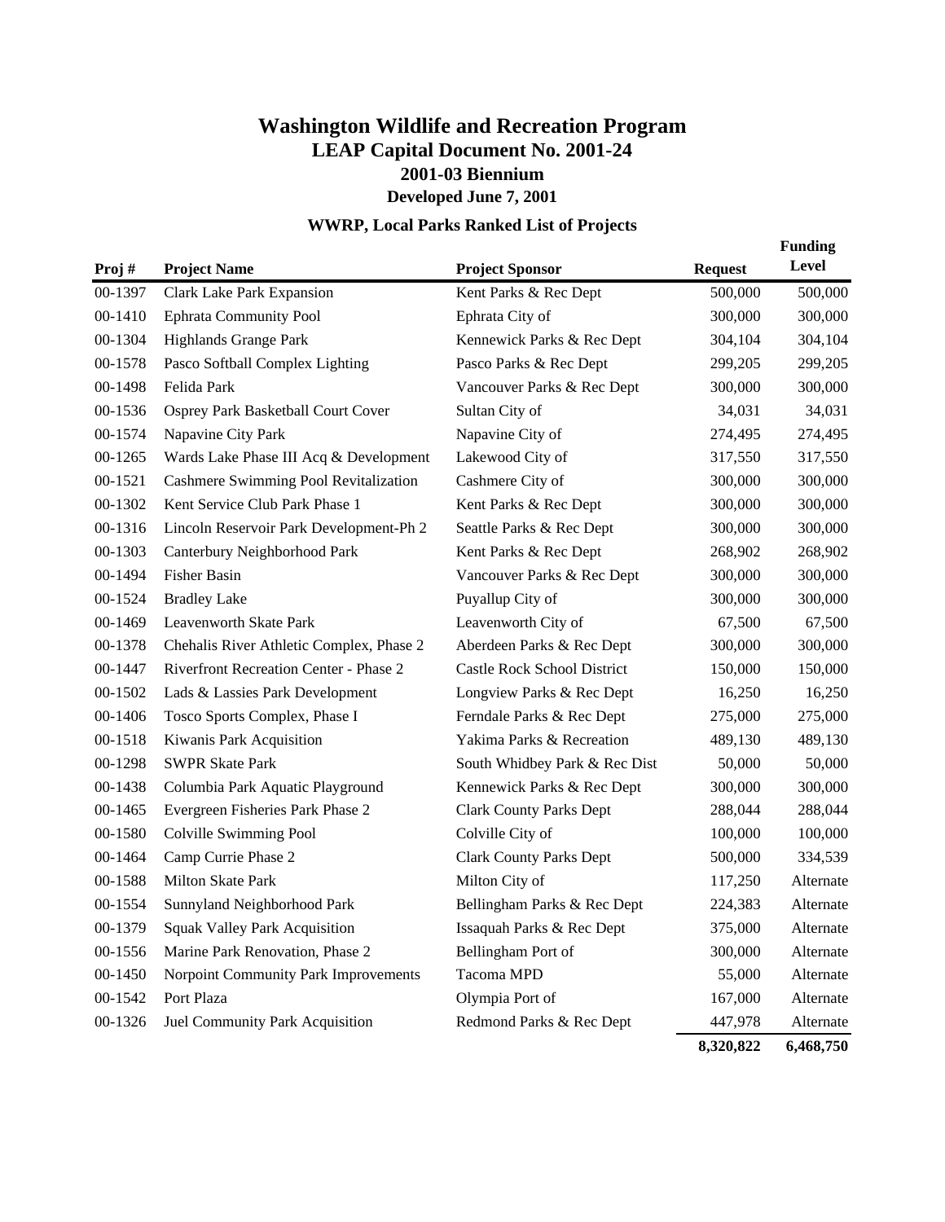# Washington Wildlife and Recreation Program
## LEAP Capital Document No. 2001-24
### 2001-03 Biennium
### Developed June 7, 2001

### WWRP, Local Parks Ranked List of Projects

| Proj # | Project Name | Project Sponsor | Request | Funding Level |
|---|---|---|---|---|
| 00-1397 | Clark Lake Park Expansion | Kent Parks & Rec Dept | 500,000 | 500,000 |
| 00-1410 | Ephrata Community Pool | Ephrata City of | 300,000 | 300,000 |
| 00-1304 | Highlands Grange Park | Kennewick Parks & Rec Dept | 304,104 | 304,104 |
| 00-1578 | Pasco Softball Complex Lighting | Pasco Parks & Rec Dept | 299,205 | 299,205 |
| 00-1498 | Felida Park | Vancouver Parks & Rec Dept | 300,000 | 300,000 |
| 00-1536 | Osprey Park Basketball Court Cover | Sultan City of | 34,031 | 34,031 |
| 00-1574 | Napavine City Park | Napavine City of | 274,495 | 274,495 |
| 00-1265 | Wards Lake Phase III Acq & Development | Lakewood City of | 317,550 | 317,550 |
| 00-1521 | Cashmere Swimming Pool Revitalization | Cashmere City of | 300,000 | 300,000 |
| 00-1302 | Kent Service Club Park Phase 1 | Kent Parks & Rec Dept | 300,000 | 300,000 |
| 00-1316 | Lincoln Reservoir Park Development-Ph 2 | Seattle Parks & Rec Dept | 300,000 | 300,000 |
| 00-1303 | Canterbury Neighborhood Park | Kent Parks & Rec Dept | 268,902 | 268,902 |
| 00-1494 | Fisher Basin | Vancouver Parks & Rec Dept | 300,000 | 300,000 |
| 00-1524 | Bradley Lake | Puyallup City of | 300,000 | 300,000 |
| 00-1469 | Leavenworth Skate Park | Leavenworth City of | 67,500 | 67,500 |
| 00-1378 | Chehalis River Athletic Complex, Phase 2 | Aberdeen Parks & Rec Dept | 300,000 | 300,000 |
| 00-1447 | Riverfront Recreation Center - Phase 2 | Castle Rock School District | 150,000 | 150,000 |
| 00-1502 | Lads & Lassies Park Development | Longview Parks & Rec Dept | 16,250 | 16,250 |
| 00-1406 | Tosco Sports Complex, Phase I | Ferndale Parks & Rec Dept | 275,000 | 275,000 |
| 00-1518 | Kiwanis Park Acquisition | Yakima Parks & Recreation | 489,130 | 489,130 |
| 00-1298 | SWPR Skate Park | South Whidbey Park & Rec Dist | 50,000 | 50,000 |
| 00-1438 | Columbia Park Aquatic Playground | Kennewick Parks & Rec Dept | 300,000 | 300,000 |
| 00-1465 | Evergreen Fisheries Park Phase 2 | Clark County Parks Dept | 288,044 | 288,044 |
| 00-1580 | Colville Swimming Pool | Colville City of | 100,000 | 100,000 |
| 00-1464 | Camp Currie Phase 2 | Clark County Parks Dept | 500,000 | 334,539 |
| 00-1588 | Milton Skate Park | Milton City of | 117,250 | Alternate |
| 00-1554 | Sunnyland Neighborhood Park | Bellingham Parks & Rec Dept | 224,383 | Alternate |
| 00-1379 | Squak Valley Park Acquisition | Issaquah Parks & Rec Dept | 375,000 | Alternate |
| 00-1556 | Marine Park Renovation, Phase 2 | Bellingham Port of | 300,000 | Alternate |
| 00-1450 | Norpoint Community Park Improvements | Tacoma MPD | 55,000 | Alternate |
| 00-1542 | Port Plaza | Olympia Port of | 167,000 | Alternate |
| 00-1326 | Juel Community Park Acquisition | Redmond Parks & Rec Dept | 447,978 | Alternate |
| | | | **8,320,822** | **6,468,750** |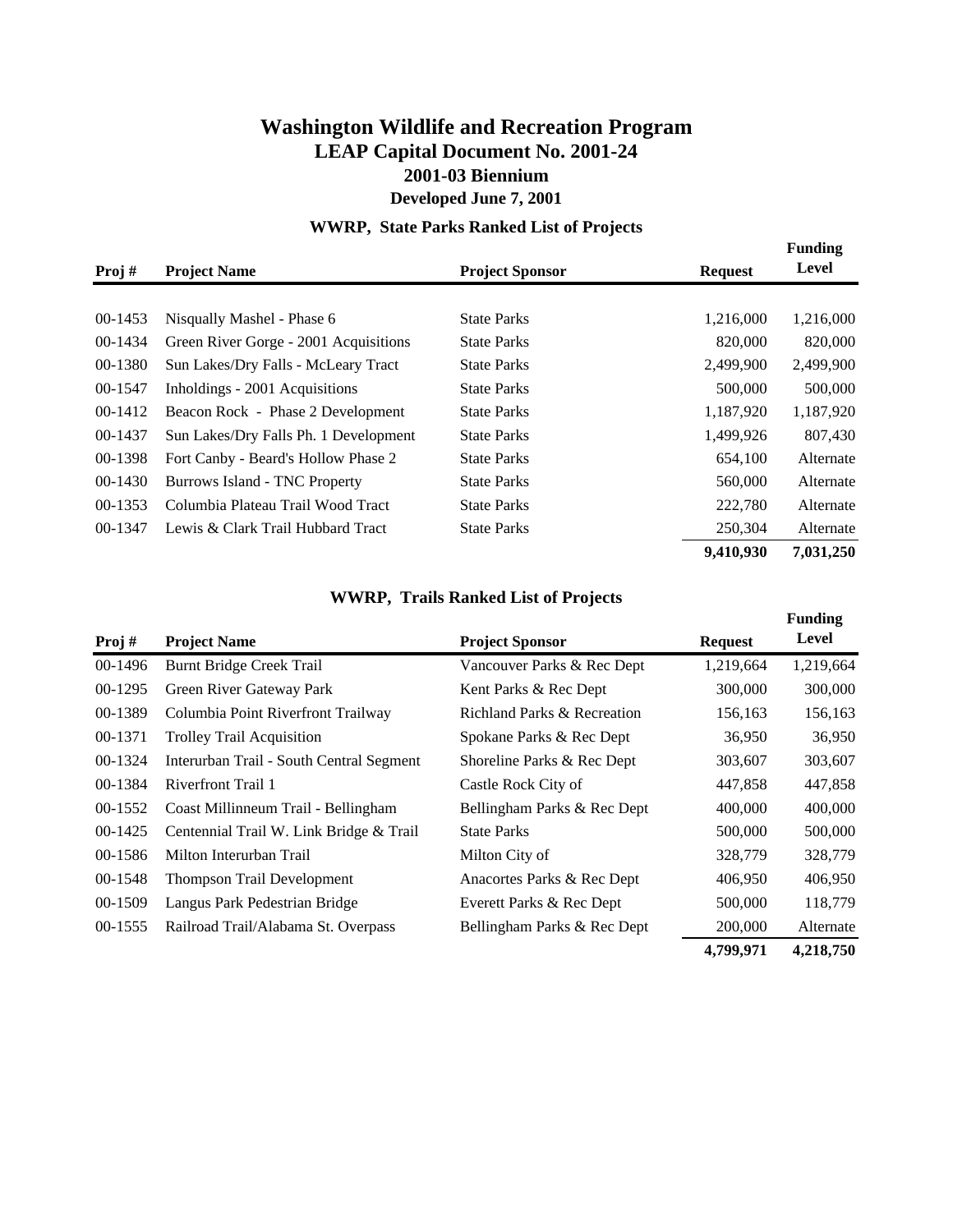# Washington Wildlife and Recreation Program

## LEAP Capital Document No. 2001-24

## 2001-03 Biennium

### Developed June 7, 2001

### WWRP, State Parks Ranked List of Projects

| Proj # | Project Name | Project Sponsor | Request | Funding Level |
|---|---|---|---|---|
| 00-1453 | Nisqually Mashel - Phase 6 | State Parks | 1,216,000 | 1,216,000 |
| 00-1434 | Green River Gorge - 2001 Acquisitions | State Parks | 820,000 | 820,000 |
| 00-1380 | Sun Lakes/Dry Falls - McLeary Tract | State Parks | 2,499,900 | 2,499,900 |
| 00-1547 | Inholdings - 2001 Acquisitions | State Parks | 500,000 | 500,000 |
| 00-1412 | Beacon Rock - Phase 2 Development | State Parks | 1,187,920 | 1,187,920 |
| 00-1437 | Sun Lakes/Dry Falls Ph. 1 Development | State Parks | 1,499,926 | 807,430 |
| 00-1398 | Fort Canby - Beard's Hollow Phase 2 | State Parks | 654,100 | Alternate |
| 00-1430 | Burrows Island - TNC Property | State Parks | 560,000 | Alternate |
| 00-1353 | Columbia Plateau Trail Wood Tract | State Parks | 222,780 | Alternate |
| 00-1347 | Lewis & Clark Trail Hubbard Tract | State Parks | 250,304 | Alternate |
| | | | **9,410,930** | **7,031,250** |

### WWRP, Trails Ranked List of Projects

| Proj # | Project Name | Project Sponsor | Request | Funding Level |
|---|---|---|---|---|
| 00-1496 | Burnt Bridge Creek Trail | Vancouver Parks & Rec Dept | 1,219,664 | 1,219,664 |
| 00-1295 | Green River Gateway Park | Kent Parks & Rec Dept | 300,000 | 300,000 |
| 00-1389 | Columbia Point Riverfront Trailway | Richland Parks & Recreation | 156,163 | 156,163 |
| 00-1371 | Trolley Trail Acquisition | Spokane Parks & Rec Dept | 36,950 | 36,950 |
| 00-1324 | Interurban Trail - South Central Segment | Shoreline Parks & Rec Dept | 303,607 | 303,607 |
| 00-1384 | Riverfront Trail 1 | Castle Rock City of | 447,858 | 447,858 |
| 00-1552 | Coast Millinneum Trail - Bellingham | Bellingham Parks & Rec Dept | 400,000 | 400,000 |
| 00-1425 | Centennial Trail W. Link Bridge & Trail | State Parks | 500,000 | 500,000 |
| 00-1586 | Milton Interurban Trail | Milton City of | 328,779 | 328,779 |
| 00-1548 | Thompson Trail Development | Anacortes Parks & Rec Dept | 406,950 | 406,950 |
| 00-1509 | Langus Park Pedestrian Bridge | Everett Parks & Rec Dept | 500,000 | 118,779 |
| 00-1555 | Railroad Trail/Alabama St. Overpass | Bellingham Parks & Rec Dept | 200,000 | Alternate |
| | | | **4,799,971** | **4,218,750** |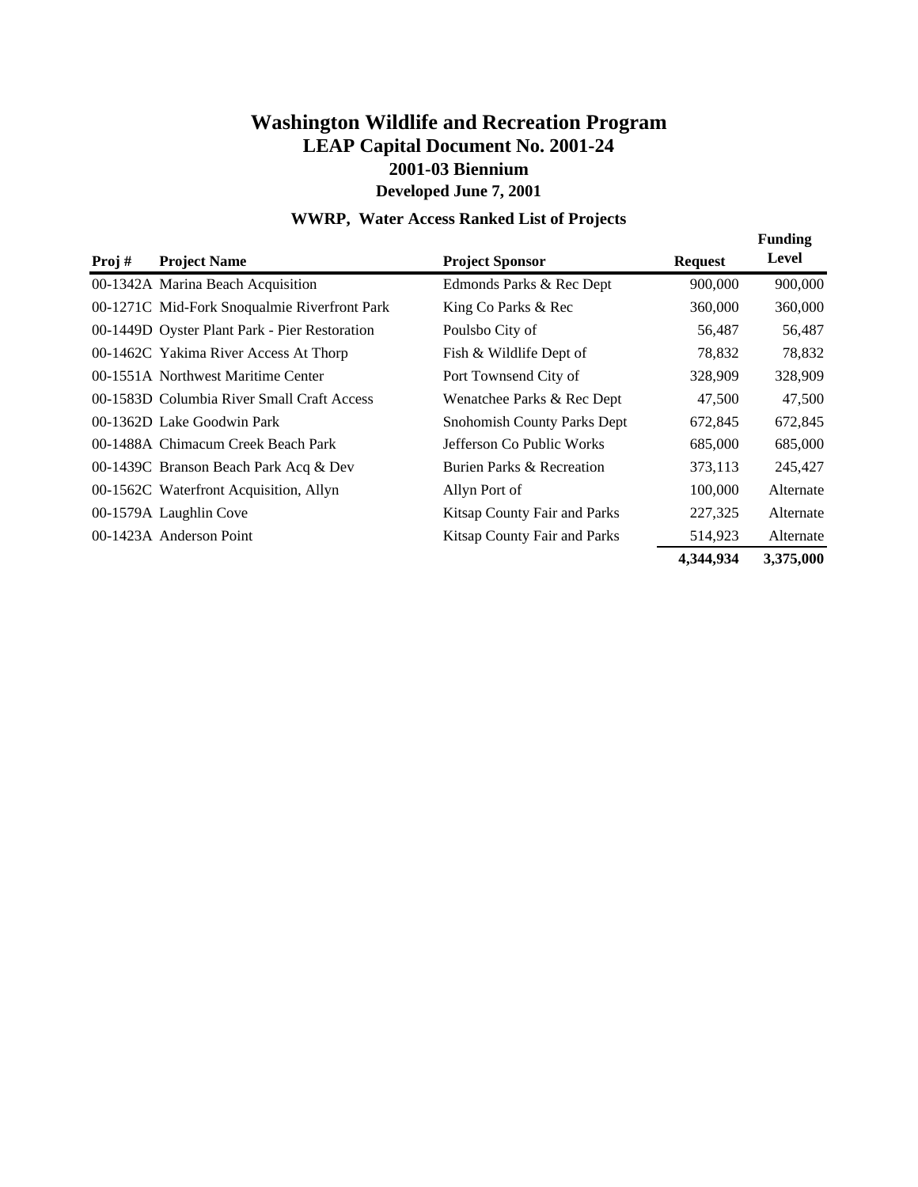# Washington Wildlife and Recreation Program
## LEAP Capital Document No. 2001-24
## 2001-03 Biennium
### Developed June 7, 2001

### WWRP, Water Access Ranked List of Projects

| Proj # | Project Name | Project Sponsor | Request | Funding Level |
|---|---|---|---|---|
| 00-1342A | Marina Beach Acquisition | Edmonds Parks & Rec Dept | 900,000 | 900,000 |
| 00-1271C | Mid-Fork Snoqualmie Riverfront Park | King Co Parks & Rec | 360,000 | 360,000 |
| 00-1449D | Oyster Plant Park - Pier Restoration | Poulsbo City of | 56,487 | 56,487 |
| 00-1462C | Yakima River Access At Thorp | Fish & Wildlife Dept of | 78,832 | 78,832 |
| 00-1551A | Northwest Maritime Center | Port Townsend City of | 328,909 | 328,909 |
| 00-1583D | Columbia River Small Craft Access | Wenatchee Parks & Rec Dept | 47,500 | 47,500 |
| 00-1362D | Lake Goodwin Park | Snohomish County Parks Dept | 672,845 | 672,845 |
| 00-1488A | Chimacum Creek Beach Park | Jefferson Co Public Works | 685,000 | 685,000 |
| 00-1439C | Branson Beach Park Acq & Dev | Burien Parks & Recreation | 373,113 | 245,427 |
| 00-1562C | Waterfront Acquisition, Allyn | Allyn Port of | 100,000 | Alternate |
| 00-1579A | Laughlin Cove | Kitsap County Fair and Parks | 227,325 | Alternate |
| 00-1423A | Anderson Point | Kitsap County Fair and Parks | 514,923 | Alternate |
| | | | **4,344,934** | **3,375,000** |